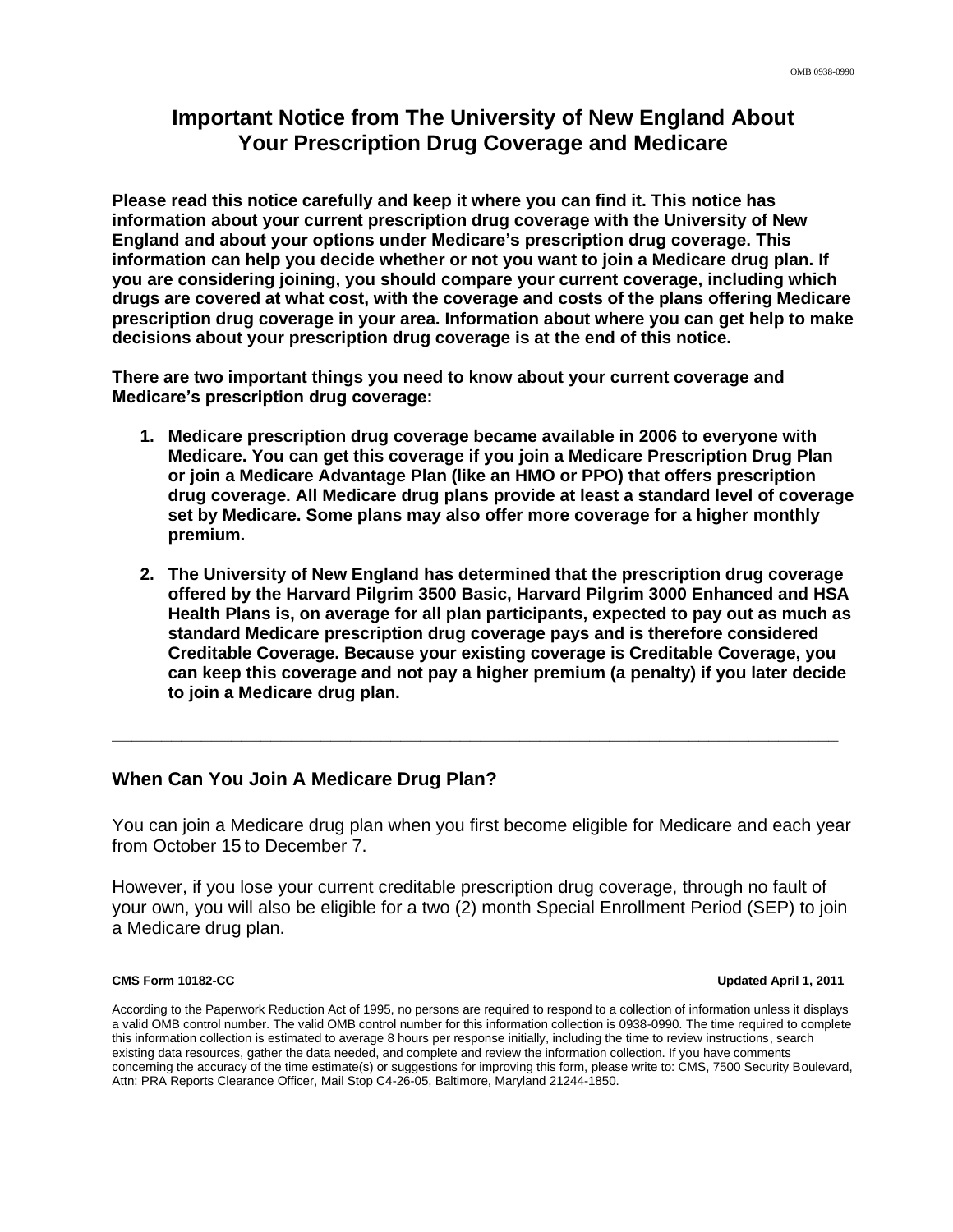# Important Notice from The University of New England About Your Prescription Drug Coverage and Medicare

**Please read this notice carefully and keep it where you can find it. This notice has information about your current prescription drug coverage with the University of New England and about your options under Medicare's prescription drug coverage. This information can help you decide whether or not you want to join a Medicare drug plan. If you are considering joining, you should compare your current coverage, including which drugs are covered at what cost, with the coverage and costs of the plans offering Medicare prescription drug coverage in your area. Information about where you can get help to make decisions about your prescription drug coverage is at the end of this notice.**

**There are two important things you need to know about your current coverage and Medicare's prescription drug coverage:**

1. **Medicare prescription drug coverage became available in 2006 to everyone with Medicare. You can get this coverage if you join a Medicare Prescription Drug Plan or join a Medicare Advantage Plan (like an HMO or PPO) that offers prescription drug coverage. All Medicare drug plans provide at least a standard level of coverage set by Medicare. Some plans may also offer more coverage for a higher monthly premium.**

2. **The University of New England has determined that the prescription drug coverage offered by the Harvard Pilgrim 3500 Basic, Harvard Pilgrim 3000 Enhanced and HSA Health Plans is, on average for all plan participants, expected to pay out as much as standard Medicare prescription drug coverage pays and is therefore considered Creditable Coverage. Because your existing coverage is Creditable Coverage, you can keep this coverage and not pay a higher premium (a penalty) if you later decide to join a Medicare drug plan.**

---

## When Can You Join A Medicare Drug Plan?

You can join a Medicare drug plan when you first become eligible for Medicare and each year from October 15 to December 7.

However, if you lose your current creditable prescription drug coverage, through no fault of your own, you will also be eligible for a two (2) month Special Enrollment Period (SEP) to join a Medicare drug plan.

**CMS Form 10182-CC** **Updated April 1, 2011**

According to the Paperwork Reduction Act of 1995, no persons are required to respond to a collection of information unless it displays a valid OMB control number. The valid OMB control number for this information collection is 0938-0990. The time required to complete this information collection is estimated to average 8 hours per response initially, including the time to review instructions, search existing data resources, gather the data needed, and complete and review the information collection. If you have comments concerning the accuracy of the time estimate(s) or suggestions for improving this form, please write to: CMS, 7500 Security Boulevard, Attn: PRA Reports Clearance Officer, Mail Stop C4-26-05, Baltimore, Maryland 21244-1850.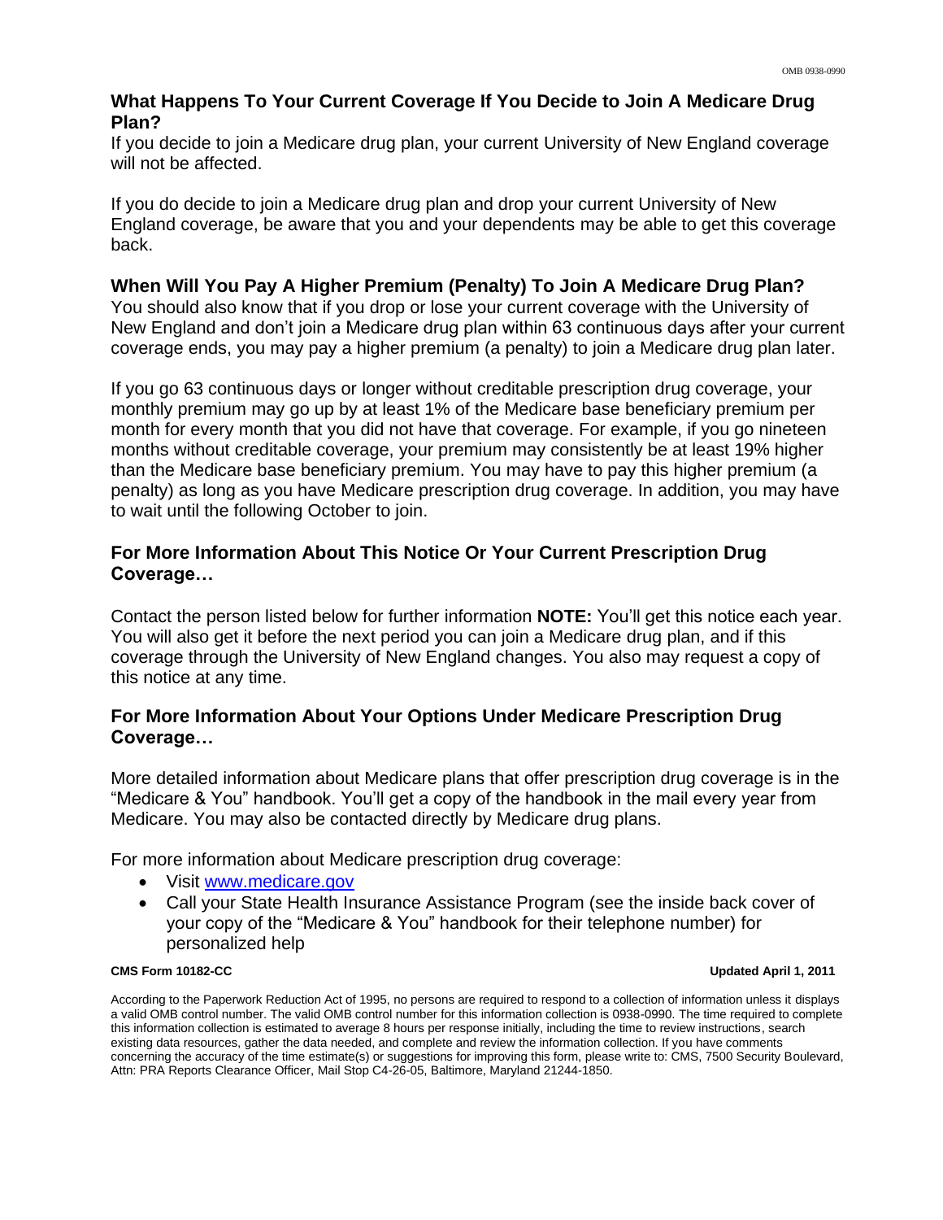### What Happens To Your Current Coverage If You Decide to Join A Medicare Drug Plan?

If you decide to join a Medicare drug plan, your current University of New England coverage will not be affected.

If you do decide to join a Medicare drug plan and drop your current University of New England coverage, be aware that you and your dependents may be able to get this coverage back.

### When Will You Pay A Higher Premium (Penalty) To Join A Medicare Drug Plan?

You should also know that if you drop or lose your current coverage with the University of New England and don't join a Medicare drug plan within 63 continuous days after your current coverage ends, you may pay a higher premium (a penalty) to join a Medicare drug plan later.

If you go 63 continuous days or longer without creditable prescription drug coverage, your monthly premium may go up by at least 1% of the Medicare base beneficiary premium per month for every month that you did not have that coverage. For example, if you go nineteen months without creditable coverage, your premium may consistently be at least 19% higher than the Medicare base beneficiary premium. You may have to pay this higher premium (a penalty) as long as you have Medicare prescription drug coverage. In addition, you may have to wait until the following October to join.

### For More Information About This Notice Or Your Current Prescription Drug Coverage…

Contact the person listed below for further information **NOTE:** You'll get this notice each year. You will also get it before the next period you can join a Medicare drug plan, and if this coverage through the University of New England changes. You also may request a copy of this notice at any time.

### For More Information About Your Options Under Medicare Prescription Drug Coverage…

More detailed information about Medicare plans that offer prescription drug coverage is in the "Medicare & You" handbook. You'll get a copy of the handbook in the mail every year from Medicare. You may also be contacted directly by Medicare drug plans.

For more information about Medicare prescription drug coverage:

- Visit www.medicare.gov
- Call your State Health Insurance Assistance Program (see the inside back cover of your copy of the "Medicare & You" handbook for their telephone number) for personalized help

**CMS Form 10182-CC** **Updated April 1, 2011**

According to the Paperwork Reduction Act of 1995, no persons are required to respond to a collection of information unless it displays a valid OMB control number. The valid OMB control number for this information collection is 0938-0990. The time required to complete this information collection is estimated to average 8 hours per response initially, including the time to review instructions, search existing data resources, gather the data needed, and complete and review the information collection. If you have comments concerning the accuracy of the time estimate(s) or suggestions for improving this form, please write to: CMS, 7500 Security Boulevard, Attn: PRA Reports Clearance Officer, Mail Stop C4-26-05, Baltimore, Maryland 21244-1850.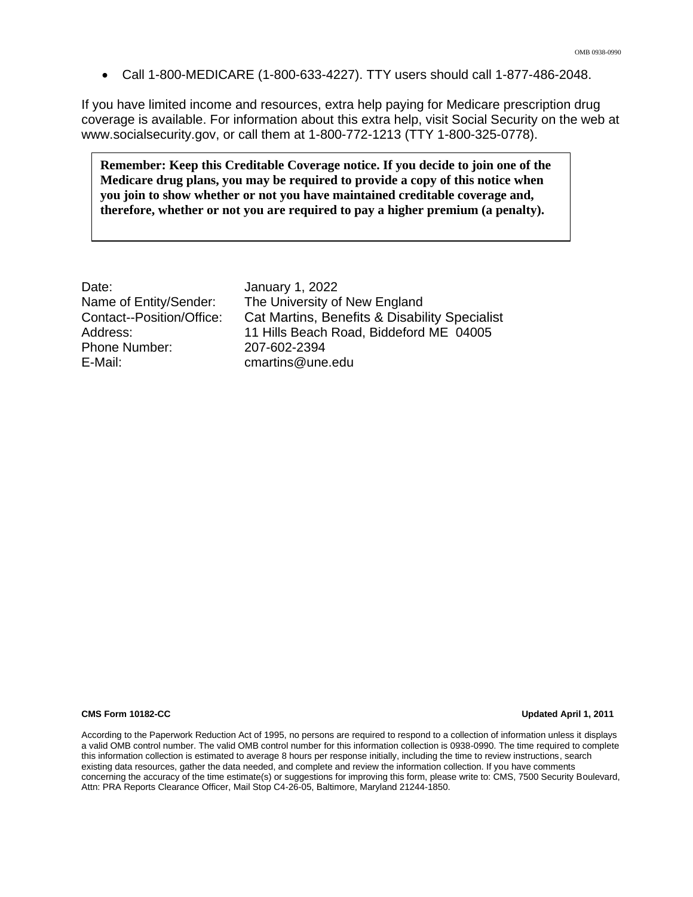- Call 1-800-MEDICARE (1-800-633-4227). TTY users should call 1-877-486-2048.

If you have limited income and resources, extra help paying for Medicare prescription drug coverage is available. For information about this extra help, visit Social Security on the web at www.socialsecurity.gov, or call them at 1-800-772-1213 (TTY 1-800-325-0778).

**Remember: Keep this Creditable Coverage notice. If you decide to join one of the Medicare drug plans, you may be required to provide a copy of this notice when you join to show whether or not you have maintained creditable coverage and, therefore, whether or not you are required to pay a higher premium (a penalty).**

| | |
|---|---|
| Date: | January 1, 2022 |
| Name of Entity/Sender: | The University of New England |
| Contact--Position/Office: | Cat Martins, Benefits & Disability Specialist |
| Address: | 11 Hills Beach Road, Biddeford ME 04005 |
| Phone Number: | 207-602-2394 |
| E-Mail: | cmartins@une.edu |

**CMS Form 10182-CC** **Updated April 1, 2011**

According to the Paperwork Reduction Act of 1995, no persons are required to respond to a collection of information unless it displays a valid OMB control number. The valid OMB control number for this information collection is 0938-0990. The time required to complete this information collection is estimated to average 8 hours per response initially, including the time to review instructions, search existing data resources, gather the data needed, and complete and review the information collection. If you have comments concerning the accuracy of the time estimate(s) or suggestions for improving this form, please write to: CMS, 7500 Security Boulevard, Attn: PRA Reports Clearance Officer, Mail Stop C4-26-05, Baltimore, Maryland 21244-1850.